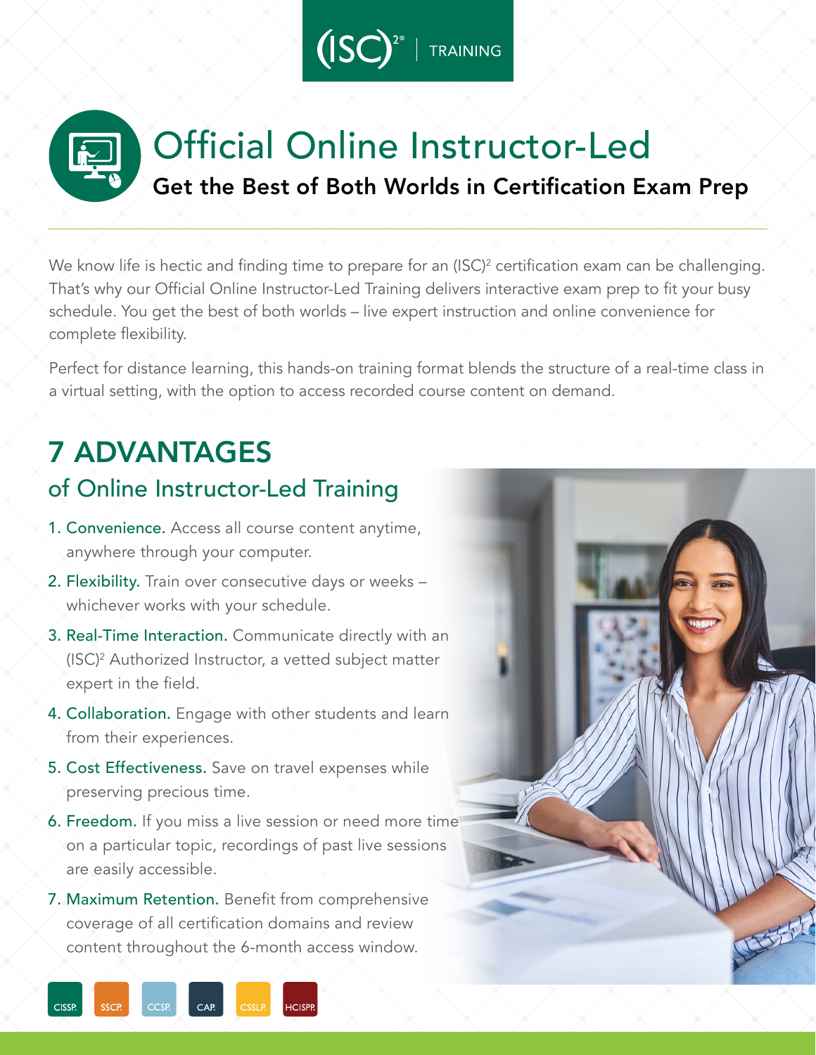(ISC)² | TRAINING

# Official Online Instructor-Led

## Get the Best of Both Worlds in Certification Exam Prep

We know life is hectic and finding time to prepare for an (ISC)² certification exam can be challenging. That's why our Official Online Instructor-Led Training delivers interactive exam prep to fit your busy schedule. You get the best of both worlds – live expert instruction and online convenience for complete flexibility.

Perfect for distance learning, this hands-on training format blends the structure of a real-time class in a virtual setting, with the option to access recorded course content on demand.

## 7 ADVANTAGES

### of Online Instructor-Led Training

1. **Convenience.** Access all course content anytime, anywhere through your computer.
2. **Flexibility.** Train over consecutive days or weeks – whichever works with your schedule.
3. **Real-Time Interaction.** Communicate directly with an (ISC)² Authorized Instructor, a vetted subject matter expert in the field.
4. **Collaboration.** Engage with other students and learn from their experiences.
5. **Cost Effectiveness.** Save on travel expenses while preserving precious time.
6. **Freedom.** If you miss a live session or need more time on a particular topic, recordings of past live sessions are easily accessible.
7. **Maximum Retention.** Benefit from comprehensive coverage of all certification domains and review content throughout the 6-month access window.

CISSP. SSCP. CCSP. CAP. CSSLP. HCISPP.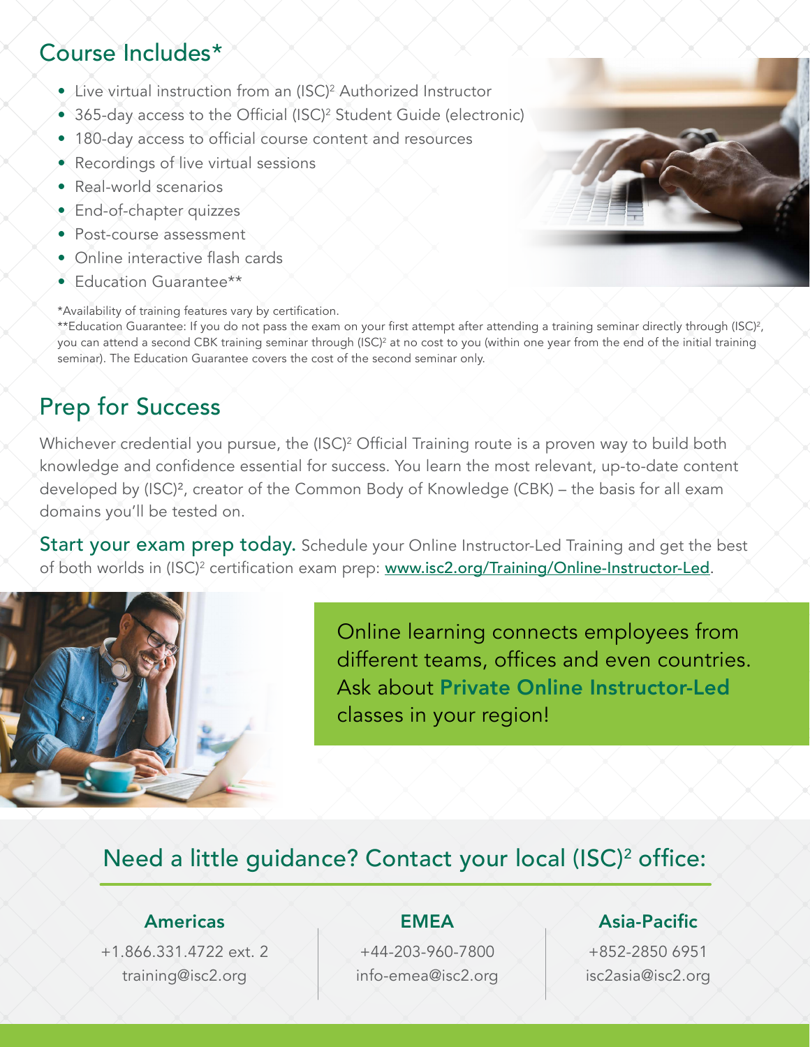## Course Includes*

- Live virtual instruction from an (ISC)² Authorized Instructor
- 365-day access to the Official (ISC)² Student Guide (electronic)
- 180-day access to official course content and resources
- Recordings of live virtual sessions
- Real-world scenarios
- End-of-chapter quizzes
- Post-course assessment
- Online interactive flash cards
- Education Guarantee**

*Availability of training features vary by certification.

**Education Guarantee: If you do not pass the exam on your first attempt after attending a training seminar directly through (ISC)², you can attend a second CBK training seminar through (ISC)² at no cost to you (within one year from the end of the initial training seminar). The Education Guarantee covers the cost of the second seminar only.

## Prep for Success

Whichever credential you pursue, the (ISC)² Official Training route is a proven way to build both knowledge and confidence essential for success. You learn the most relevant, up-to-date content developed by (ISC)², creator of the Common Body of Knowledge (CBK) – the basis for all exam domains you'll be tested on.

**Start your exam prep today.** Schedule your Online Instructor-Led Training and get the best of both worlds in (ISC)² certification exam prep: www.isc2.org/Training/Online-Instructor-Led.

Online learning connects employees from different teams, offices and even countries. Ask about **Private Online Instructor-Led** classes in your region!

## Need a little guidance? Contact your local (ISC)² office:

**Americas**
+1.866.331.4722 ext. 2
training@isc2.org

**EMEA**
+44-203-960-7800
info-emea@isc2.org

**Asia-Pacific**
+852-2850 6951
isc2asia@isc2.org